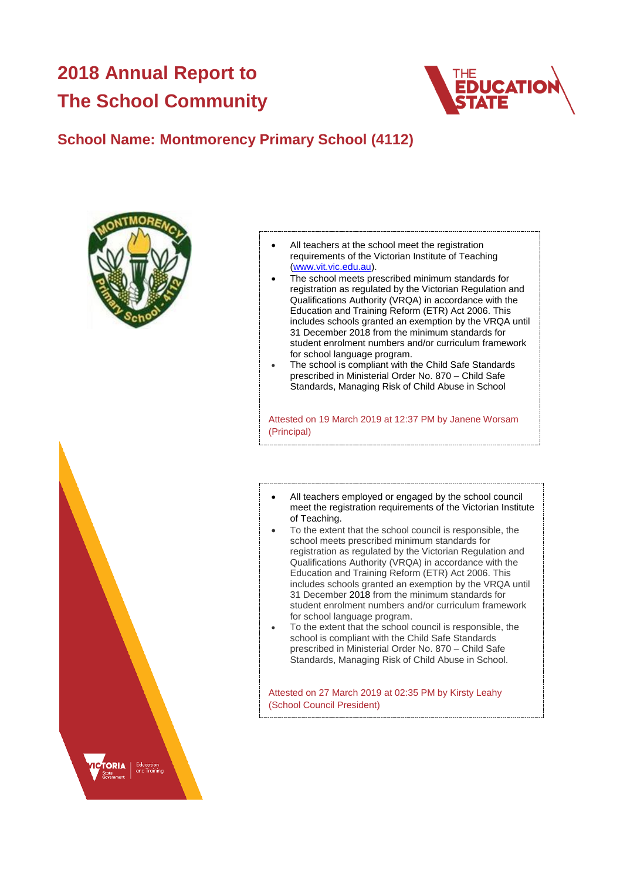# 2018 Annual Report to The School Community

## School Name: Montmorency Primary School (4112)

- All teachers at the school meet the registration requirements of the Victorian Institute of Teaching (www.vit.vic.edu.au).
- The school meets prescribed minimum standards for registration as regulated by the Victorian Regulation and Qualifications Authority (VRQA) in accordance with the Education and Training Reform (ETR) Act 2006. This includes schools granted an exemption by the VRQA until 31 December 2018 from the minimum standards for student enrolment numbers and/or curriculum framework for school language program.
- The school is compliant with the Child Safe Standards prescribed in Ministerial Order No. 870 – Child Safe Standards, Managing Risk of Child Abuse in School

Attested on 19 March 2019 at 12:37 PM by Janene Worsam (Principal)

- All teachers employed or engaged by the school council meet the registration requirements of the Victorian Institute of Teaching.
- To the extent that the school council is responsible, the school meets prescribed minimum standards for registration as regulated by the Victorian Regulation and Qualifications Authority (VRQA) in accordance with the Education and Training Reform (ETR) Act 2006. This includes schools granted an exemption by the VRQA until 31 December 2018 from the minimum standards for student enrolment numbers and/or curriculum framework for school language program.
- To the extent that the school council is responsible, the school is compliant with the Child Safe Standards prescribed in Ministerial Order No. 870 – Child Safe Standards, Managing Risk of Child Abuse in School.

Attested on 27 March 2019 at 02:35 PM by Kirsty Leahy (School Council President)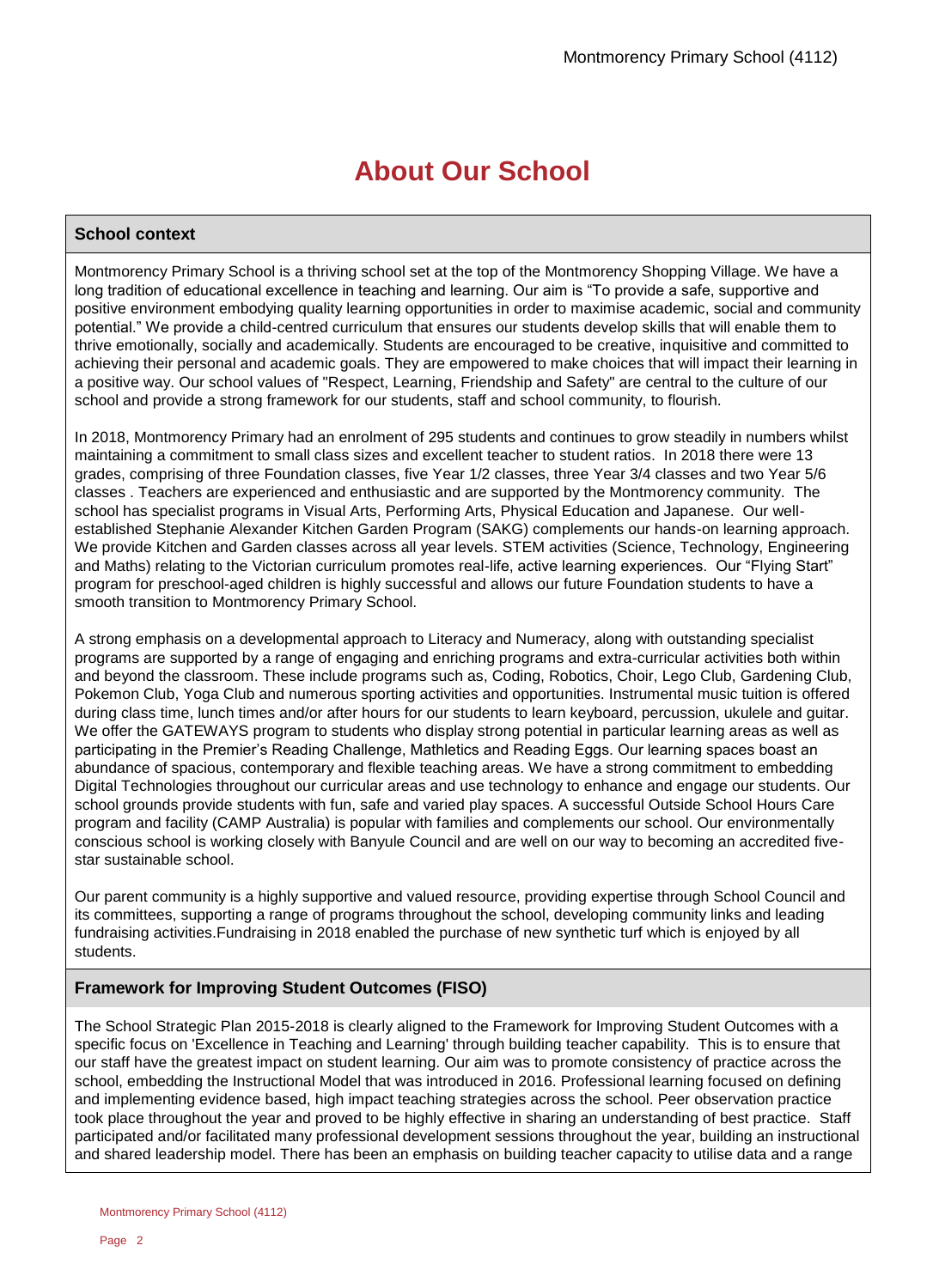# About Our School

## School context

Montmorency Primary School is a thriving school set at the top of the Montmorency Shopping Village. We have a long tradition of educational excellence in teaching and learning. Our aim is “To provide a safe, supportive and positive environment embodying quality learning opportunities in order to maximise academic, social and community potential.” We provide a child-centred curriculum that ensures our students develop skills that will enable them to thrive emotionally, socially and academically. Students are encouraged to be creative, inquisitive and committed to achieving their personal and academic goals. They are empowered to make choices that will impact their learning in a positive way. Our school values of "Respect, Learning, Friendship and Safety" are central to the culture of our school and provide a strong framework for our students, staff and school community, to flourish.

In 2018, Montmorency Primary had an enrolment of 295 students and continues to grow steadily in numbers whilst maintaining a commitment to small class sizes and excellent teacher to student ratios. In 2018 there were 13 grades, comprising of three Foundation classes, five Year 1/2 classes, three Year 3/4 classes and two Year 5/6 classes . Teachers are experienced and enthusiastic and are supported by the Montmorency community. The school has specialist programs in Visual Arts, Performing Arts, Physical Education and Japanese. Our well-established Stephanie Alexander Kitchen Garden Program (SAKG) complements our hands-on learning approach. We provide Kitchen and Garden classes across all year levels. STEM activities (Science, Technology, Engineering and Maths) relating to the Victorian curriculum promotes real-life, active learning experiences. Our “Flying Start” program for preschool-aged children is highly successful and allows our future Foundation students to have a smooth transition to Montmorency Primary School.

A strong emphasis on a developmental approach to Literacy and Numeracy, along with outstanding specialist programs are supported by a range of engaging and enriching programs and extra-curricular activities both within and beyond the classroom. These include programs such as, Coding, Robotics, Choir, Lego Club, Gardening Club, Pokemon Club, Yoga Club and numerous sporting activities and opportunities. Instrumental music tuition is offered during class time, lunch times and/or after hours for our students to learn keyboard, percussion, ukulele and guitar. We offer the GATEWAYS program to students who display strong potential in particular learning areas as well as participating in the Premier’s Reading Challenge, Mathletics and Reading Eggs. Our learning spaces boast an abundance of spacious, contemporary and flexible teaching areas. We have a strong commitment to embedding Digital Technologies throughout our curricular areas and use technology to enhance and engage our students. Our school grounds provide students with fun, safe and varied play spaces. A successful Outside School Hours Care program and facility (CAMP Australia) is popular with families and complements our school. Our environmentally conscious school is working closely with Banyule Council and are well on our way to becoming an accredited five-star sustainable school.

Our parent community is a highly supportive and valued resource, providing expertise through School Council and its committees, supporting a range of programs throughout the school, developing community links and leading fundraising activities.Fundraising in 2018 enabled the purchase of new synthetic turf which is enjoyed by all students.

## Framework for Improving Student Outcomes (FISO)

The School Strategic Plan 2015-2018 is clearly aligned to the Framework for Improving Student Outcomes with a specific focus on 'Excellence in Teaching and Learning' through building teacher capability. This is to ensure that our staff have the greatest impact on student learning. Our aim was to promote consistency of practice across the school, embedding the Instructional Model that was introduced in 2016. Professional learning focused on defining and implementing evidence based, high impact teaching strategies across the school. Peer observation practice took place throughout the year and proved to be highly effective in sharing an understanding of best practice. Staff participated and/or facilitated many professional development sessions throughout the year, building an instructional and shared leadership model. There has been an emphasis on building teacher capacity to utilise data and a range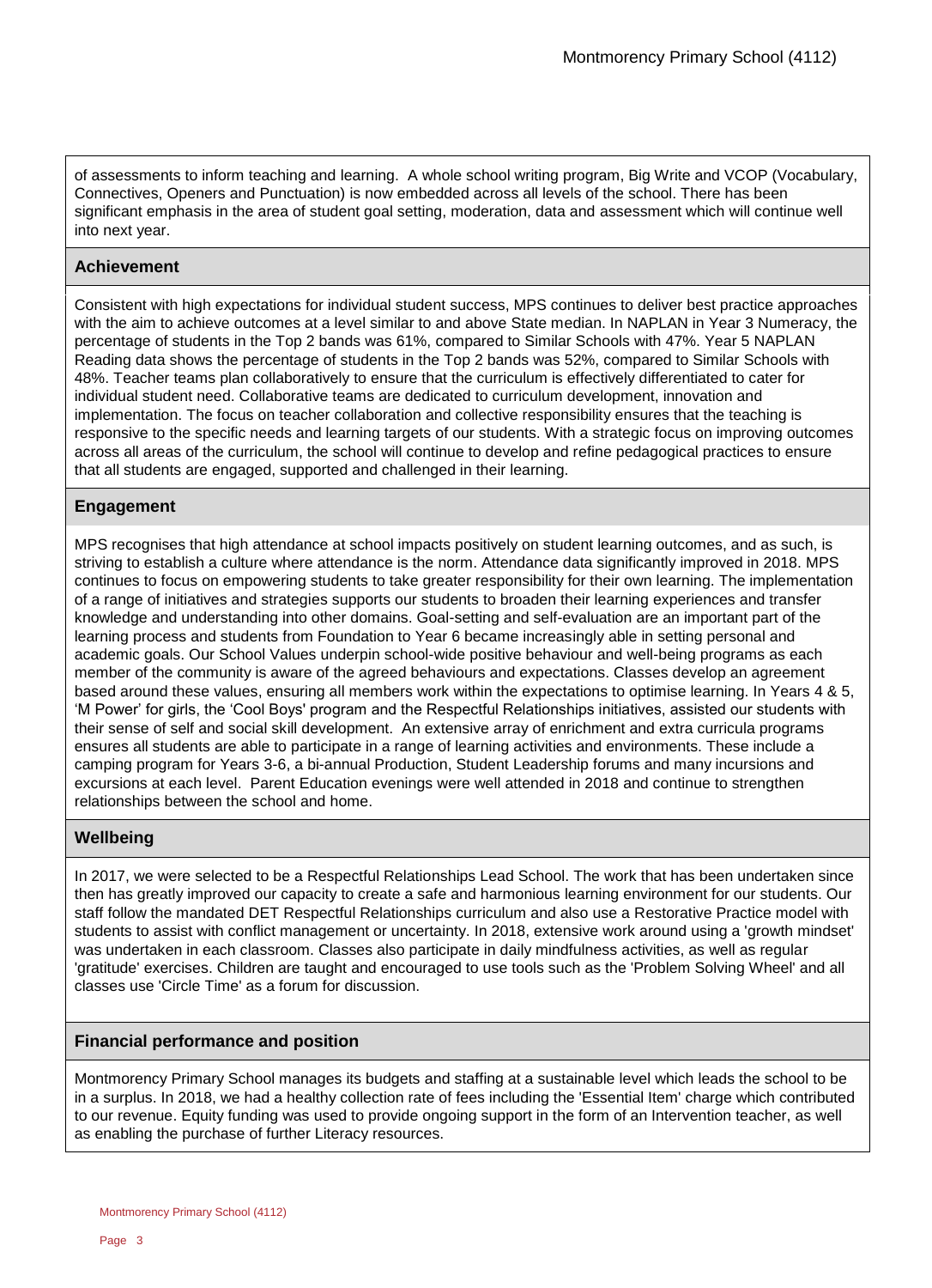of assessments to inform teaching and learning. A whole school writing program, Big Write and VCOP (Vocabulary, Connectives, Openers and Punctuation) is now embedded across all levels of the school. There has been significant emphasis in the area of student goal setting, moderation, data and assessment which will continue well into next year.

## Achievement

Consistent with high expectations for individual student success, MPS continues to deliver best practice approaches with the aim to achieve outcomes at a level similar to and above State median. In NAPLAN in Year 3 Numeracy, the percentage of students in the Top 2 bands was 61%, compared to Similar Schools with 47%. Year 5 NAPLAN Reading data shows the percentage of students in the Top 2 bands was 52%, compared to Similar Schools with 48%. Teacher teams plan collaboratively to ensure that the curriculum is effectively differentiated to cater for individual student need. Collaborative teams are dedicated to curriculum development, innovation and implementation. The focus on teacher collaboration and collective responsibility ensures that the teaching is responsive to the specific needs and learning targets of our students. With a strategic focus on improving outcomes across all areas of the curriculum, the school will continue to develop and refine pedagogical practices to ensure that all students are engaged, supported and challenged in their learning.

## Engagement

MPS recognises that high attendance at school impacts positively on student learning outcomes, and as such, is striving to establish a culture where attendance is the norm. Attendance data significantly improved in 2018. MPS continues to focus on empowering students to take greater responsibility for their own learning. The implementation of a range of initiatives and strategies supports our students to broaden their learning experiences and transfer knowledge and understanding into other domains. Goal-setting and self-evaluation are an important part of the learning process and students from Foundation to Year 6 became increasingly able in setting personal and academic goals. Our School Values underpin school-wide positive behaviour and well-being programs as each member of the community is aware of the agreed behaviours and expectations. Classes develop an agreement based around these values, ensuring all members work within the expectations to optimise learning. In Years 4 & 5, 'M Power' for girls, the 'Cool Boys' program and the Respectful Relationships initiatives, assisted our students with their sense of self and social skill development. An extensive array of enrichment and extra curricula programs ensures all students are able to participate in a range of learning activities and environments. These include a camping program for Years 3-6, a bi-annual Production, Student Leadership forums and many incursions and excursions at each level. Parent Education evenings were well attended in 2018 and continue to strengthen relationships between the school and home.

## Wellbeing

In 2017, we were selected to be a Respectful Relationships Lead School. The work that has been undertaken since then has greatly improved our capacity to create a safe and harmonious learning environment for our students. Our staff follow the mandated DET Respectful Relationships curriculum and also use a Restorative Practice model with students to assist with conflict management or uncertainty. In 2018, extensive work around using a 'growth mindset' was undertaken in each classroom. Classes also participate in daily mindfulness activities, as well as regular 'gratitude' exercises. Children are taught and encouraged to use tools such as the 'Problem Solving Wheel' and all classes use 'Circle Time' as a forum for discussion.

## Financial performance and position

Montmorency Primary School manages its budgets and staffing at a sustainable level which leads the school to be in a surplus. In 2018, we had a healthy collection rate of fees including the 'Essential Item' charge which contributed to our revenue. Equity funding was used to provide ongoing support in the form of an Intervention teacher, as well as enabling the purchase of further Literacy resources.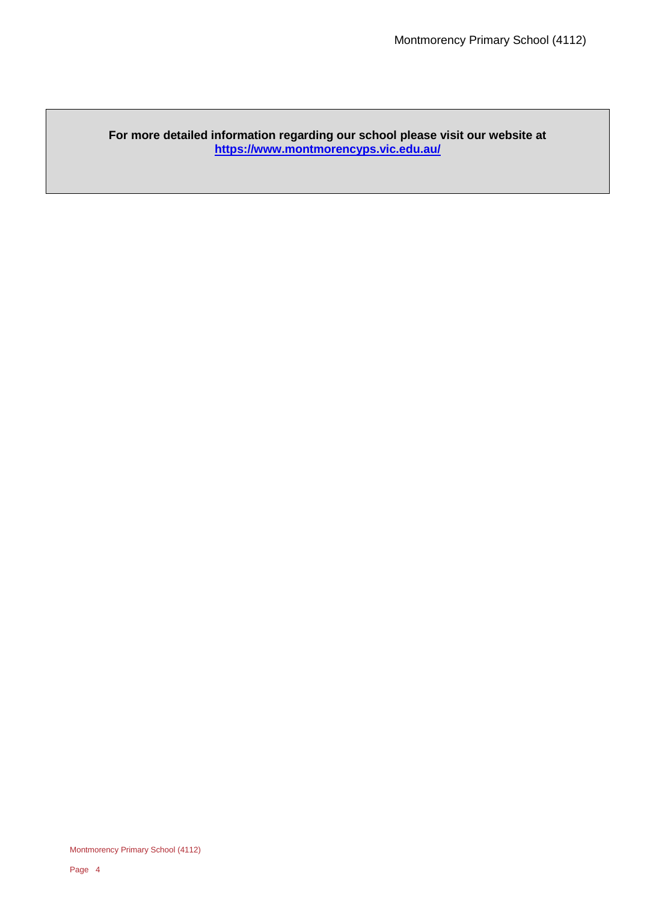**For more detailed information regarding our school please visit our website at**
**[https://www.montmorencyps.vic.edu.au/](https://www.montmorencyps.vic.edu.au/)**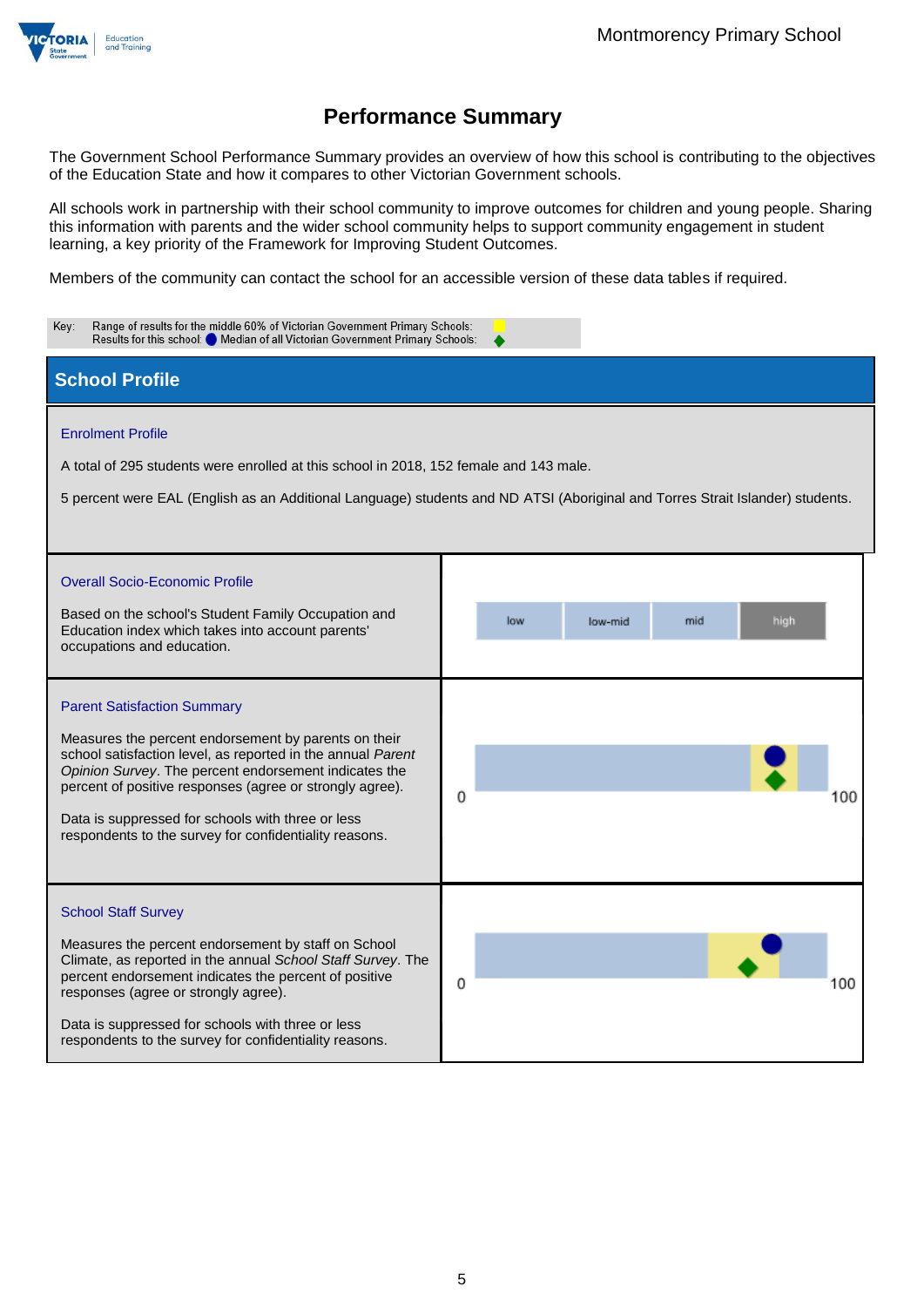## Performance Summary

The Government School Performance Summary provides an overview of how this school is contributing to the objectives of the Education State and how it compares to other Victorian Government schools.

All schools work in partnership with their school community to improve outcomes for children and young people. Sharing this information with parents and the wider school community helps to support community engagement in student learning, a key priority of the Framework for Improving Student Outcomes.

Members of the community can contact the school for an accessible version of these data tables if required.

Key: Range of results for the middle 60% of Victorian Government Primary Schools:
Results for this school: ● Median of all Victorian Government Primary Schools: ◆

### School Profile

**Enrolment Profile**

A total of 295 students were enrolled at this school in 2018, 152 female and 143 male.

5 percent were EAL (English as an Additional Language) students and ND ATSI (Aboriginal and Torres Strait Islander) students.

**Overall Socio-Economic Profile**

Based on the school's Student Family Occupation and Education index which takes into account parents' occupations and education.

| low | low-mid | mid | high |
|---|---|---|---|

**Parent Satisfaction Summary**

Measures the percent endorsement by parents on their school satisfaction level, as reported in the annual *Parent Opinion Survey*. The percent endorsement indicates the percent of positive responses (agree or strongly agree).

Data is suppressed for schools with three or less respondents to the survey for confidentiality reasons.

0 100

**School Staff Survey**

Measures the percent endorsement by staff on School Climate, as reported in the annual *School Staff Survey*. The percent endorsement indicates the percent of positive responses (agree or strongly agree).

Data is suppressed for schools with three or less respondents to the survey for confidentiality reasons.

0 100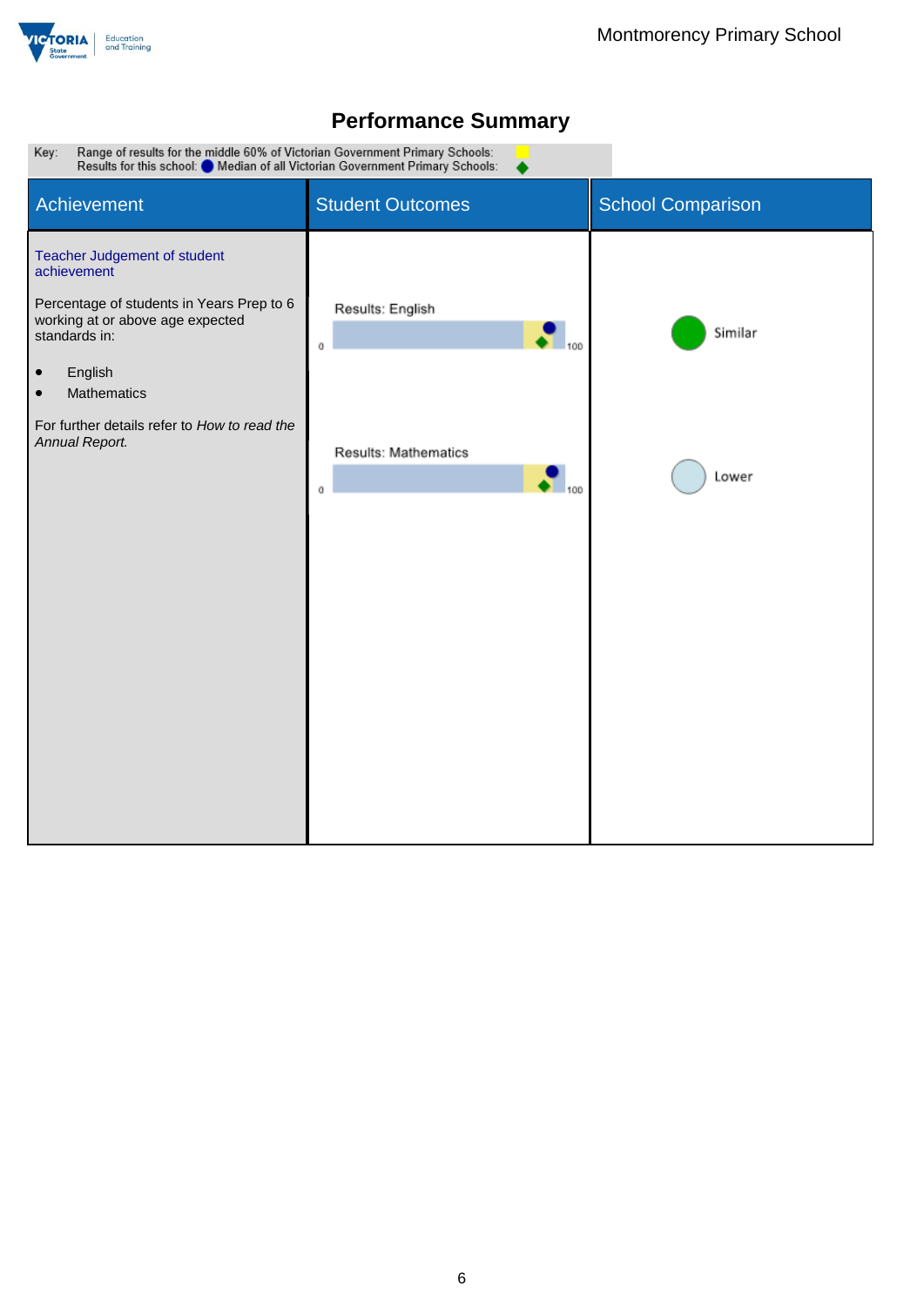# Performance Summary

Key: Range of results for the middle 60% of Victorian Government Primary Schools: (yellow)
Results for this school: ● Median of all Victorian Government Primary Schools: ◆

| Achievement | Student Outcomes | School Comparison |
|---|---|---|
| **Teacher Judgement of student achievement**<br><br>Percentage of students in Years Prep to 6 working at or above age expected standards in:<br><br>• English<br>• Mathematics<br><br>For further details refer to *How to read the Annual Report.* | Results: English (0–100) | Similar |
| | Results: Mathematics (0–100) | Lower |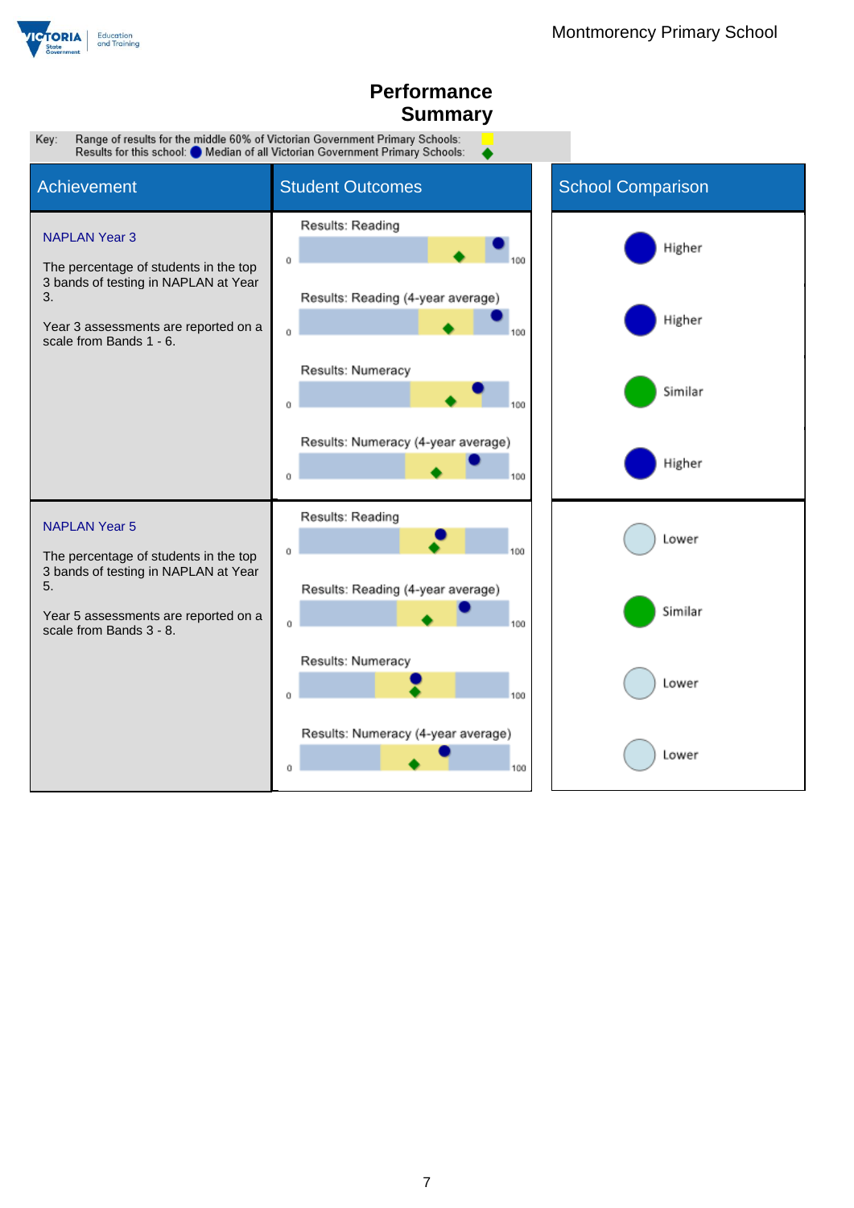# Performance Summary

Key: Range of results for the middle 60% of Victorian Government Primary Schools: (yellow)
Results for this school: ● Median of all Victorian Government Primary Schools: ◆

| Achievement | Student Outcomes | School Comparison |
| --- | --- | --- |
| **NAPLAN Year 3**<br><br>The percentage of students in the top 3 bands of testing in NAPLAN at Year 3.<br><br>Year 3 assessments are reported on a scale from Bands 1 - 6. | Results: Reading (0–100) | Higher |
| | Results: Reading (4-year average) (0–100) | Higher |
| | Results: Numeracy (0–100) | Similar |
| | Results: Numeracy (4-year average) (0–100) | Higher |
| **NAPLAN Year 5**<br><br>The percentage of students in the top 3 bands of testing in NAPLAN at Year 5.<br><br>Year 5 assessments are reported on a scale from Bands 3 - 8. | Results: Reading (0–100) | Lower |
| | Results: Reading (4-year average) (0–100) | Similar |
| | Results: Numeracy (0–100) | Lower |
| | Results: Numeracy (4-year average) (0–100) | Lower |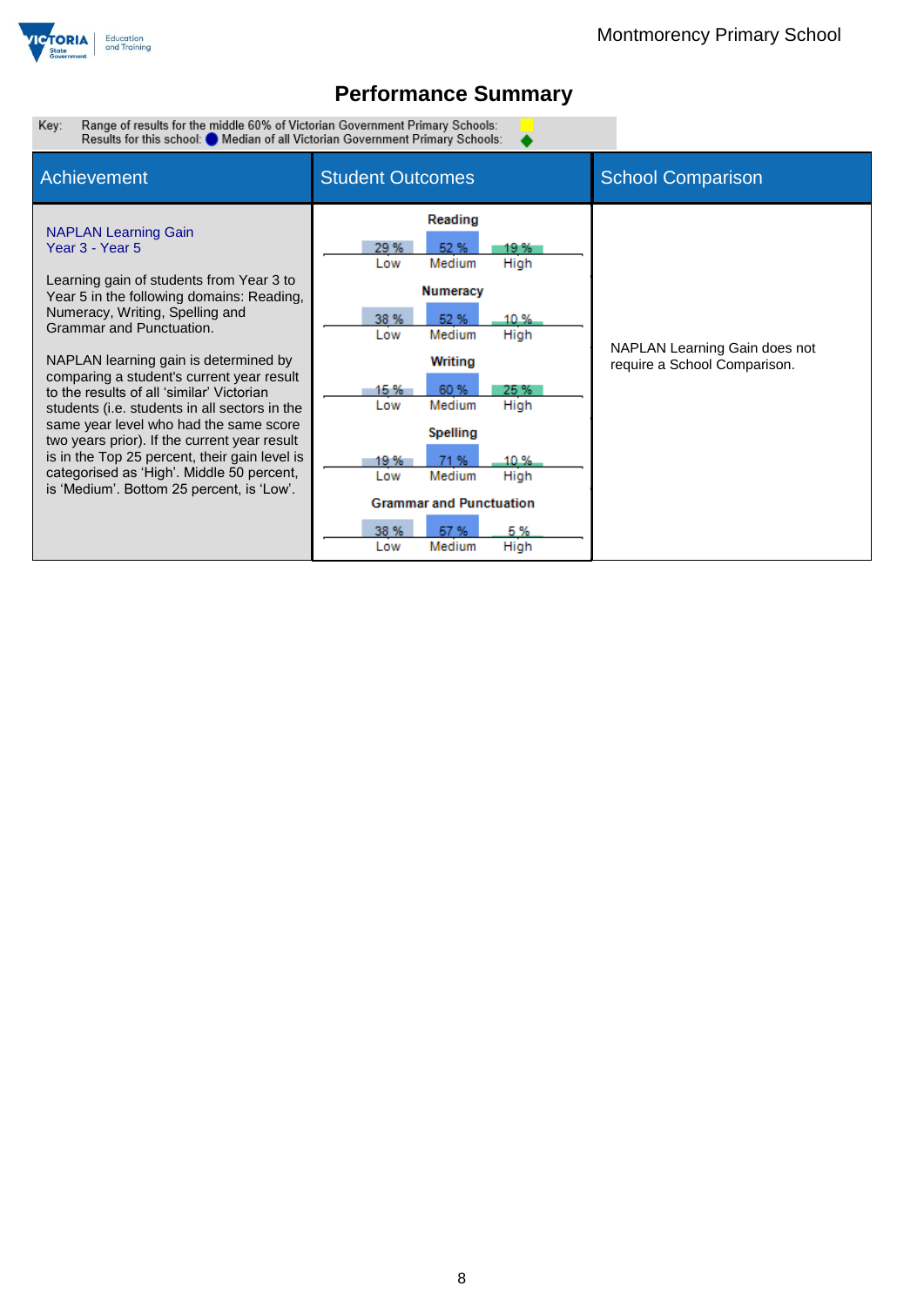## Performance Summary

Key: Range of results for the middle 60% of Victorian Government Primary Schools: (yellow)
Results for this school: (blue circle) Median of all Victorian Government Primary Schools: (green diamond)

| Achievement | Student Outcomes | School Comparison |
|---|---|---|
| **NAPLAN Learning Gain Year 3 - Year 5**<br><br>Learning gain of students from Year 3 to Year 5 in the following domains: Reading, Numeracy, Writing, Spelling and Grammar and Punctuation.<br><br>NAPLAN learning gain is determined by comparing a student's current year result to the results of all 'similar' Victorian students (i.e. students in all sectors in the same year level who had the same score two years prior). If the current year result is in the Top 25 percent, their gain level is categorised as 'High'. Middle 50 percent, is 'Medium'. Bottom 25 percent, is 'Low'. | **Reading**: Low 29 %, Medium 52 %, High 19 %<br>**Numeracy**: Low 38 %, Medium 52 %, High 10 %<br>**Writing**: Low 15 %, Medium 60 %, High 25 %<br>**Spelling**: Low 19 %, Medium 71 %, High 10 %<br>**Grammar and Punctuation**: Low 38 %, Medium 57 %, High 5 % | NAPLAN Learning Gain does not require a School Comparison. |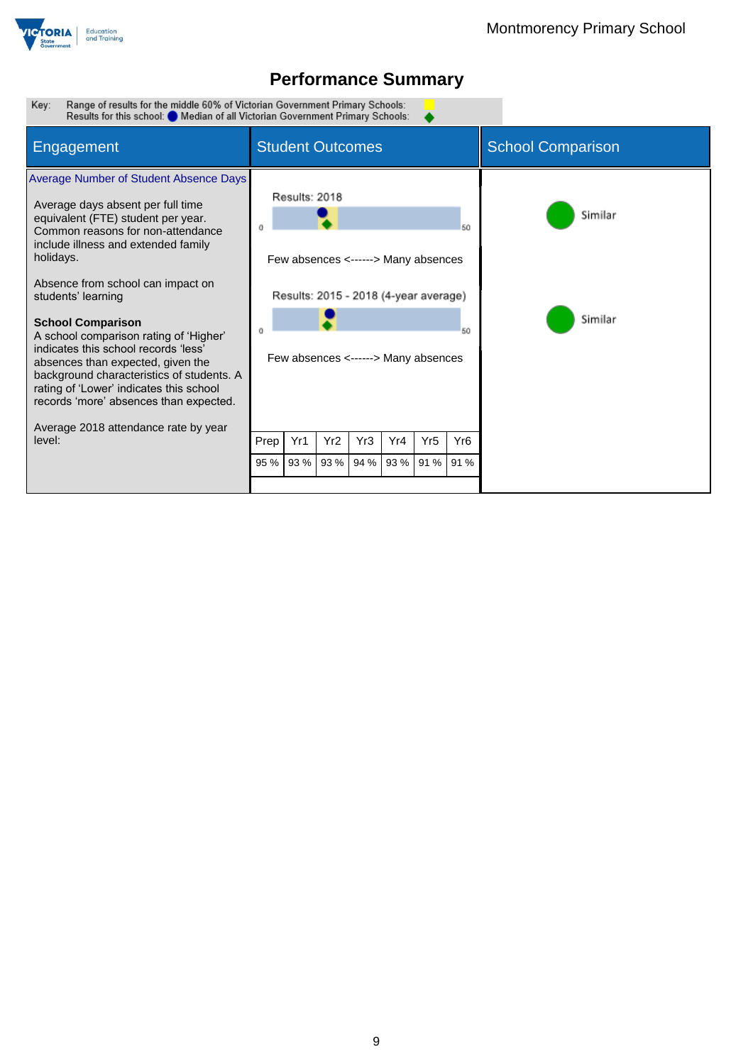# Performance Summary

Key: Range of results for the middle 60% of Victorian Government Primary Schools: Results for this school: ● Median of all Victorian Government Primary Schools: ◆

| Engagement | Student Outcomes | School Comparison |
|---|---|---|
| **Average Number of Student Absence Days** | | |
| Average days absent per full time equivalent (FTE) student per year. Common reasons for non-attendance include illness and extended family holidays. | Results: 2018 (0–50) Few absences <------> Many absences | Similar |
| Absence from school can impact on students' learning | Results: 2015 - 2018 (4-year average) (0–50) Few absences <------> Many absences | Similar |
| **School Comparison** A school comparison rating of 'Higher' indicates this school records 'less' absences than expected, given the background characteristics of students. A rating of 'Lower' indicates this school records 'more' absences than expected. | | |

Average 2018 attendance rate by year level:

| Prep | Yr1 | Yr2 | Yr3 | Yr4 | Yr5 | Yr6 |
|---|---|---|---|---|---|---|
| 95 % | 93 % | 93 % | 94 % | 93 % | 91 % | 91 % |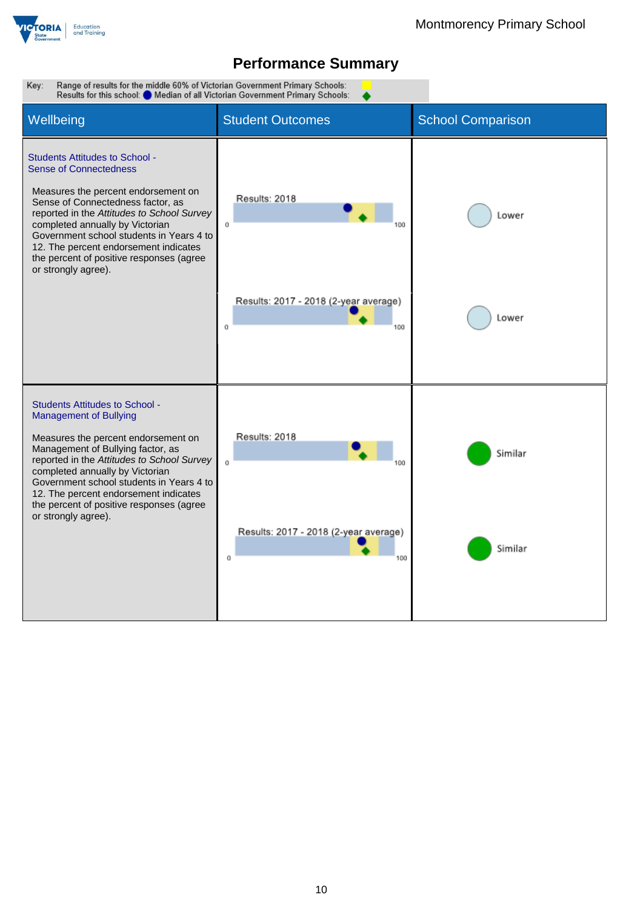# Performance Summary

Key: Range of results for the middle 60% of Victorian Government Primary Schools: (yellow)
Results for this school: (blue circle) Median of all Victorian Government Primary Schools: (green diamond)

| Wellbeing | Student Outcomes | School Comparison |
| --- | --- | --- |
| **Students Attitudes to School - Sense of Connectedness**<br><br>Measures the percent endorsement on Sense of Connectedness factor, as reported in the *Attitudes to School Survey* completed annually by Victorian Government school students in Years 4 to 12. The percent endorsement indicates the percent of positive responses (agree or strongly agree). | Results: 2018 (scale 0–100) | Lower |
| | Results: 2017 - 2018 (2-year average) (scale 0–100) | Lower |
| **Students Attitudes to School - Management of Bullying**<br><br>Measures the percent endorsement on Management of Bullying factor, as reported in the *Attitudes to School Survey* completed annually by Victorian Government school students in Years 4 to 12. The percent endorsement indicates the percent of positive responses (agree or strongly agree). | Results: 2018 (scale 0–100) | Similar |
| | Results: 2017 - 2018 (2-year average) (scale 0–100) | Similar |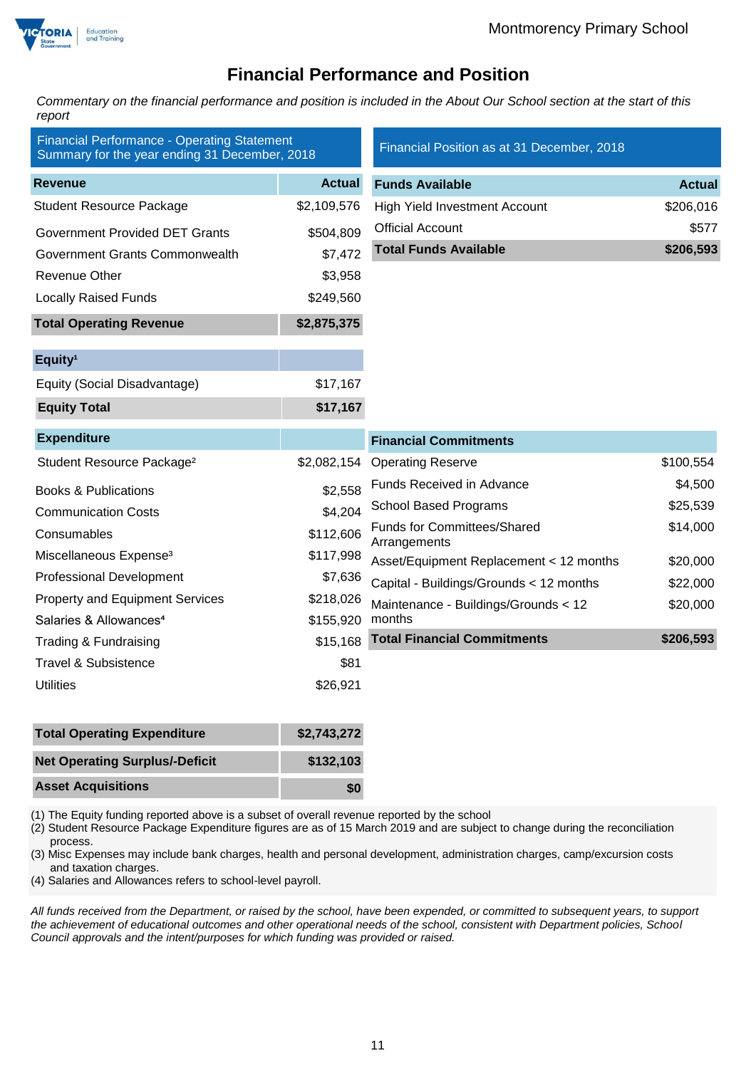# Financial Performance and Position

*Commentary on the financial performance and position is included in the About Our School section at the start of this report*

**Financial Performance - Operating Statement Summary for the year ending 31 December, 2018**

| Revenue | Actual |
|---|---|
| Student Resource Package | $2,109,576 |
| Government Provided DET Grants | $504,809 |
| Government Grants Commonwealth | $7,472 |
| Revenue Other | $3,958 |
| Locally Raised Funds | $249,560 |
| **Total Operating Revenue** | **$2,875,375** |

| Equity[1] | |
|---|---|
| Equity (Social Disadvantage) | $17,167 |
| **Equity Total** | **$17,167** |

| Expenditure | |
|---|---|
| Student Resource Package[2] | $2,082,154 |
| Books & Publications | $2,558 |
| Communication Costs | $4,204 |
| Consumables | $112,606 |
| Miscellaneous Expense[3] | $117,998 |
| Professional Development | $7,636 |
| Property and Equipment Services | $218,026 |
| Salaries & Allowances[4] | $155,920 |
| Trading & Fundraising | $15,168 |
| Travel & Subsistence | $81 |
| Utilities | $26,921 |
| **Total Operating Expenditure** | **$2,743,272** |
| **Net Operating Surplus/-Deficit** | **$132,103** |
| **Asset Acquisitions** | **$0** |

**Financial Position as at 31 December, 2018**

| Funds Available | Actual |
|---|---|
| High Yield Investment Account | $206,016 |
| Official Account | $577 |
| **Total Funds Available** | **$206,593** |

| Financial Commitments | |
|---|---|
| Operating Reserve | $100,554 |
| Funds Received in Advance | $4,500 |
| School Based Programs | $25,539 |
| Funds for Committees/Shared Arrangements | $14,000 |
| Asset/Equipment Replacement < 12 months | $20,000 |
| Capital - Buildings/Grounds < 12 months | $22,000 |
| Maintenance - Buildings/Grounds < 12 months | $20,000 |
| **Total Financial Commitments** | **$206,593** |

(1) The Equity funding reported above is a subset of overall revenue reported by the school
(2) Student Resource Package Expenditure figures are as of 15 March 2019 and are subject to change during the reconciliation process.
(3) Misc Expenses may include bank charges, health and personal development, administration charges, camp/excursion costs and taxation charges.
(4) Salaries and Allowances refers to school-level payroll.

*All funds received from the Department, or raised by the school, have been expended, or committed to subsequent years, to support the achievement of educational outcomes and other operational needs of the school, consistent with Department policies, School Council approvals and the intent/purposes for which funding was provided or raised.*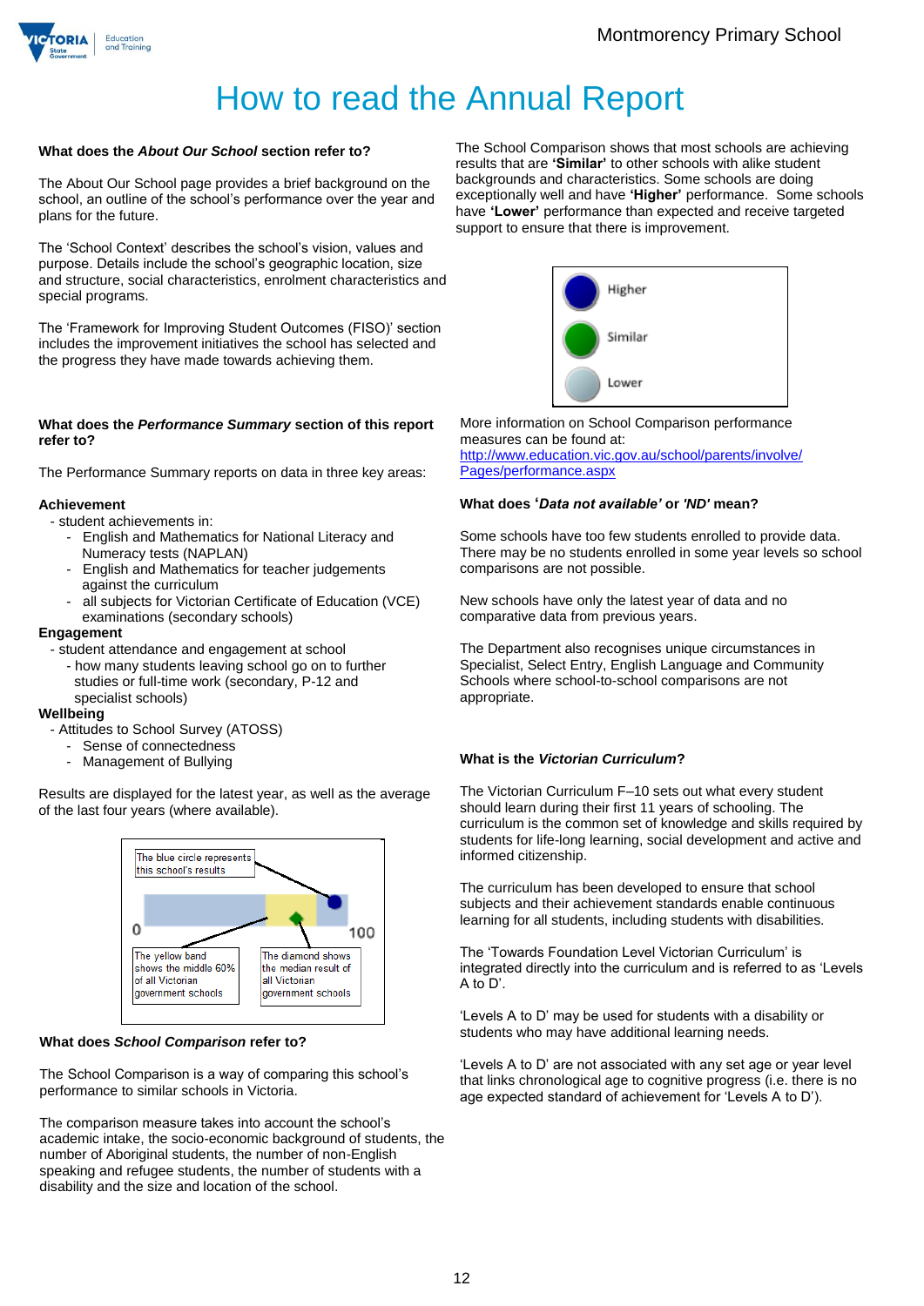# How to read the Annual Report

### What does the *About Our School* section refer to?

The About Our School page provides a brief background on the school, an outline of the school's performance over the year and plans for the future.

The 'School Context' describes the school's vision, values and purpose. Details include the school's geographic location, size and structure, social characteristics, enrolment characteristics and special programs.

The 'Framework for Improving Student Outcomes (FISO)' section includes the improvement initiatives the school has selected and the progress they have made towards achieving them.

### What does the *Performance Summary* section of this report refer to?

The Performance Summary reports on data in three key areas:

**Achievement**
- student achievements in:
  - English and Mathematics for National Literacy and Numeracy tests (NAPLAN)
  - English and Mathematics for teacher judgements against the curriculum
  - all subjects for Victorian Certificate of Education (VCE) examinations (secondary schools)

**Engagement**
- student attendance and engagement at school
  - how many students leaving school go on to further studies or full-time work (secondary, P-12 and specialist schools)

**Wellbeing**
- Attitudes to School Survey (ATOSS)
  - Sense of connectedness
  - Management of Bullying

Results are displayed for the latest year, as well as the average of the last four years (where available).

The blue circle represents this school's results

0

100

The yellow band shows the middle 60% of all Victorian government schools

The diamond shows the median result of all Victorian government schools

### What does *School Comparison* refer to?

The School Comparison is a way of comparing this school's performance to similar schools in Victoria.

The comparison measure takes into account the school's academic intake, the socio-economic background of students, the number of Aboriginal students, the number of non-English speaking and refugee students, the number of students with a disability and the size and location of the school.

The School Comparison shows that most schools are achieving results that are **'Similar'** to other schools with alike student backgrounds and characteristics. Some schools are doing exceptionally well and have **'Higher'** performance. Some schools have **'Lower'** performance than expected and receive targeted support to ensure that there is improvement.

Higher

Similar

Lower

More information on School Comparison performance measures can be found at:
http://www.education.vic.gov.au/school/parents/involve/Pages/performance.aspx

### What does *'Data not available'* or *'ND'* mean?

Some schools have too few students enrolled to provide data. There may be no students enrolled in some year levels so school comparisons are not possible.

New schools have only the latest year of data and no comparative data from previous years.

The Department also recognises unique circumstances in Specialist, Select Entry, English Language and Community Schools where school-to-school comparisons are not appropriate.

### What is the *Victorian Curriculum*?

The Victorian Curriculum F–10 sets out what every student should learn during their first 11 years of schooling. The curriculum is the common set of knowledge and skills required by students for life-long learning, social development and active and informed citizenship.

The curriculum has been developed to ensure that school subjects and their achievement standards enable continuous learning for all students, including students with disabilities.

The 'Towards Foundation Level Victorian Curriculum' is integrated directly into the curriculum and is referred to as 'Levels A to D'.

'Levels A to D' may be used for students with a disability or students who may have additional learning needs.

'Levels A to D' are not associated with any set age or year level that links chronological age to cognitive progress (i.e. there is no age expected standard of achievement for 'Levels A to D').